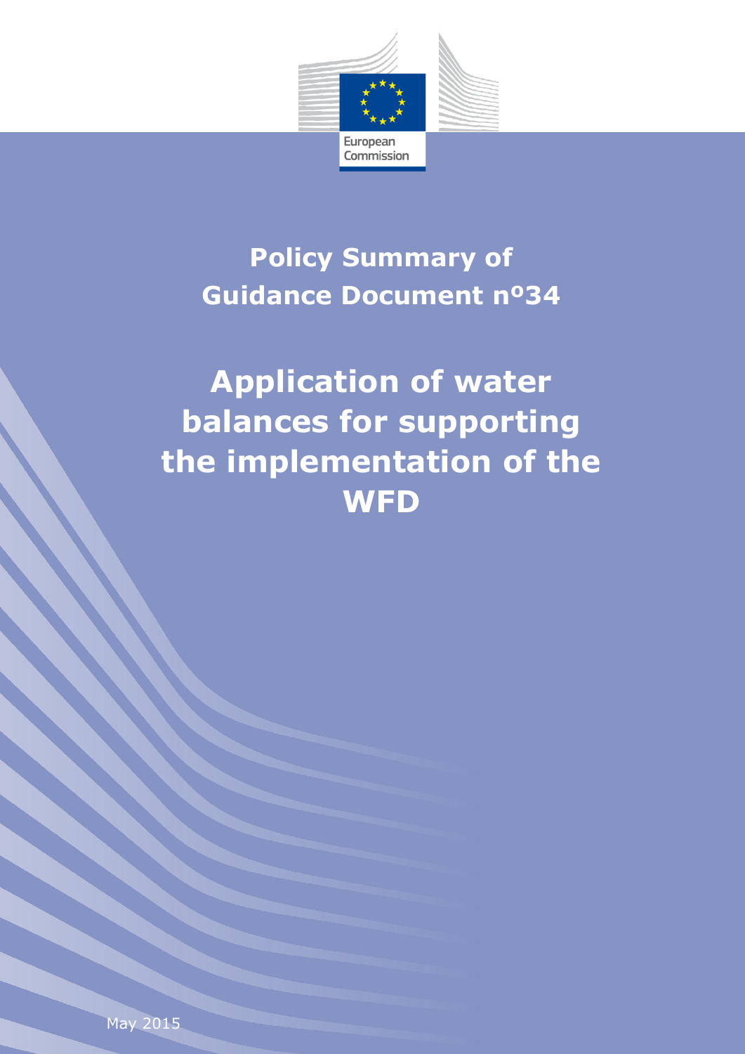European Commission

# Policy Summary of Guidance Document nº34

# Application of water balances for supporting the implementation of the WFD

May 2015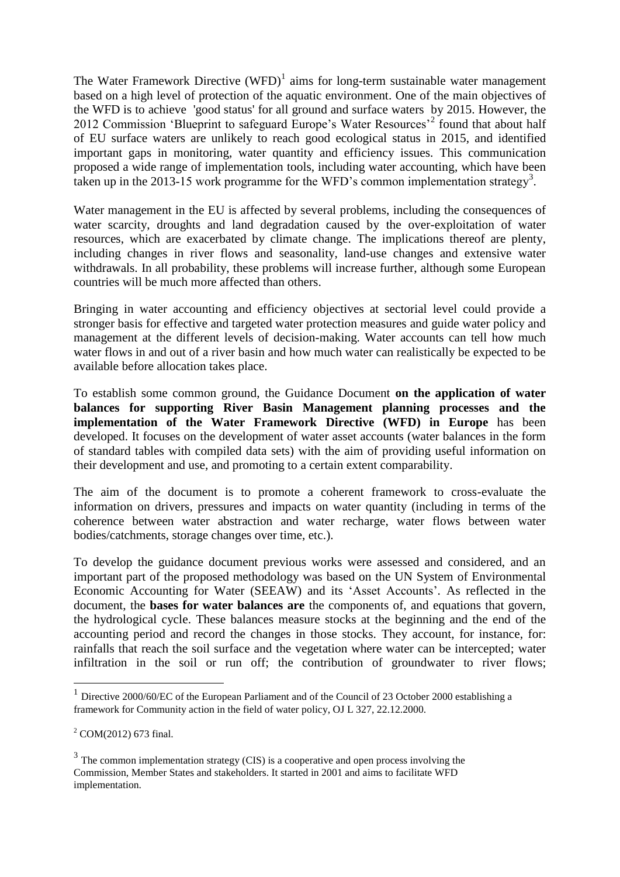The Water Framework Directive (WFD)[1] aims for long-term sustainable water management based on a high level of protection of the aquatic environment. One of the main objectives of the WFD is to achieve 'good status' for all ground and surface waters by 2015. However, the 2012 Commission 'Blueprint to safeguard Europe's Water Resources'[2] found that about half of EU surface waters are unlikely to reach good ecological status in 2015, and identified important gaps in monitoring, water quantity and efficiency issues. This communication proposed a wide range of implementation tools, including water accounting, which have been taken up in the 2013-15 work programme for the WFD's common implementation strategy[3].

Water management in the EU is affected by several problems, including the consequences of water scarcity, droughts and land degradation caused by the over-exploitation of water resources, which are exacerbated by climate change. The implications thereof are plenty, including changes in river flows and seasonality, land-use changes and extensive water withdrawals. In all probability, these problems will increase further, although some European countries will be much more affected than others.

Bringing in water accounting and efficiency objectives at sectorial level could provide a stronger basis for effective and targeted water protection measures and guide water policy and management at the different levels of decision-making. Water accounts can tell how much water flows in and out of a river basin and how much water can realistically be expected to be available before allocation takes place.

To establish some common ground, the Guidance Document **on the application of water balances for supporting River Basin Management planning processes and the implementation of the Water Framework Directive (WFD) in Europe** has been developed. It focuses on the development of water asset accounts (water balances in the form of standard tables with compiled data sets) with the aim of providing useful information on their development and use, and promoting to a certain extent comparability.

The aim of the document is to promote a coherent framework to cross-evaluate the information on drivers, pressures and impacts on water quantity (including in terms of the coherence between water abstraction and water recharge, water flows between water bodies/catchments, storage changes over time, etc.).

To develop the guidance document previous works were assessed and considered, and an important part of the proposed methodology was based on the UN System of Environmental Economic Accounting for Water (SEEAW) and its 'Asset Accounts'. As reflected in the document, the **bases for water balances are** the components of, and equations that govern, the hydrological cycle. These balances measure stocks at the beginning and the end of the accounting period and record the changes in those stocks. They account, for instance, for: rainfalls that reach the soil surface and the vegetation where water can be intercepted; water infiltration in the soil or run off; the contribution of groundwater to river flows;

[1] Directive 2000/60/EC of the European Parliament and of the Council of 23 October 2000 establishing a framework for Community action in the field of water policy, OJ L 327, 22.12.2000.

[2] COM(2012) 673 final.

[3] The common implementation strategy (CIS) is a cooperative and open process involving the Commission, Member States and stakeholders. It started in 2001 and aims to facilitate WFD implementation.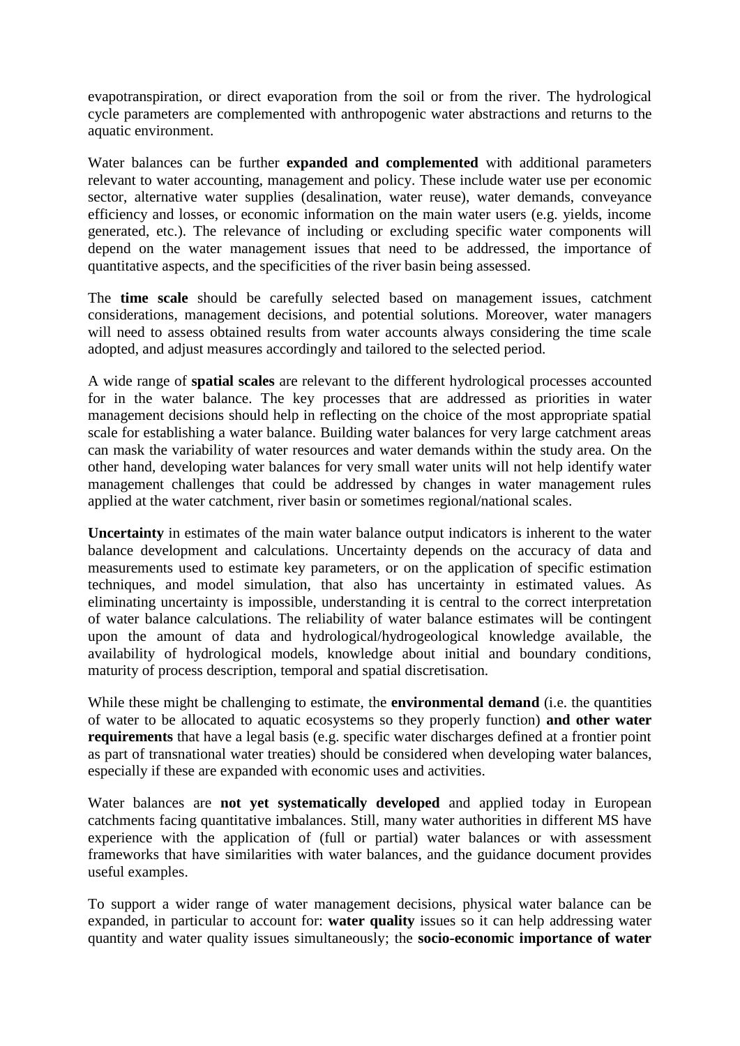evapotranspiration, or direct evaporation from the soil or from the river. The hydrological cycle parameters are complemented with anthropogenic water abstractions and returns to the aquatic environment.

Water balances can be further **expanded and complemented** with additional parameters relevant to water accounting, management and policy. These include water use per economic sector, alternative water supplies (desalination, water reuse), water demands, conveyance efficiency and losses, or economic information on the main water users (e.g. yields, income generated, etc.). The relevance of including or excluding specific water components will depend on the water management issues that need to be addressed, the importance of quantitative aspects, and the specificities of the river basin being assessed.

The **time scale** should be carefully selected based on management issues, catchment considerations, management decisions, and potential solutions. Moreover, water managers will need to assess obtained results from water accounts always considering the time scale adopted, and adjust measures accordingly and tailored to the selected period.

A wide range of **spatial scales** are relevant to the different hydrological processes accounted for in the water balance. The key processes that are addressed as priorities in water management decisions should help in reflecting on the choice of the most appropriate spatial scale for establishing a water balance. Building water balances for very large catchment areas can mask the variability of water resources and water demands within the study area. On the other hand, developing water balances for very small water units will not help identify water management challenges that could be addressed by changes in water management rules applied at the water catchment, river basin or sometimes regional/national scales.

**Uncertainty** in estimates of the main water balance output indicators is inherent to the water balance development and calculations. Uncertainty depends on the accuracy of data and measurements used to estimate key parameters, or on the application of specific estimation techniques, and model simulation, that also has uncertainty in estimated values. As eliminating uncertainty is impossible, understanding it is central to the correct interpretation of water balance calculations. The reliability of water balance estimates will be contingent upon the amount of data and hydrological/hydrogeological knowledge available, the availability of hydrological models, knowledge about initial and boundary conditions, maturity of process description, temporal and spatial discretisation.

While these might be challenging to estimate, the **environmental demand** (i.e. the quantities of water to be allocated to aquatic ecosystems so they properly function) **and other water requirements** that have a legal basis (e.g. specific water discharges defined at a frontier point as part of transnational water treaties) should be considered when developing water balances, especially if these are expanded with economic uses and activities.

Water balances are **not yet systematically developed** and applied today in European catchments facing quantitative imbalances. Still, many water authorities in different MS have experience with the application of (full or partial) water balances or with assessment frameworks that have similarities with water balances, and the guidance document provides useful examples.

To support a wider range of water management decisions, physical water balance can be expanded, in particular to account for: **water quality** issues so it can help addressing water quantity and water quality issues simultaneously; the **socio-economic importance of water**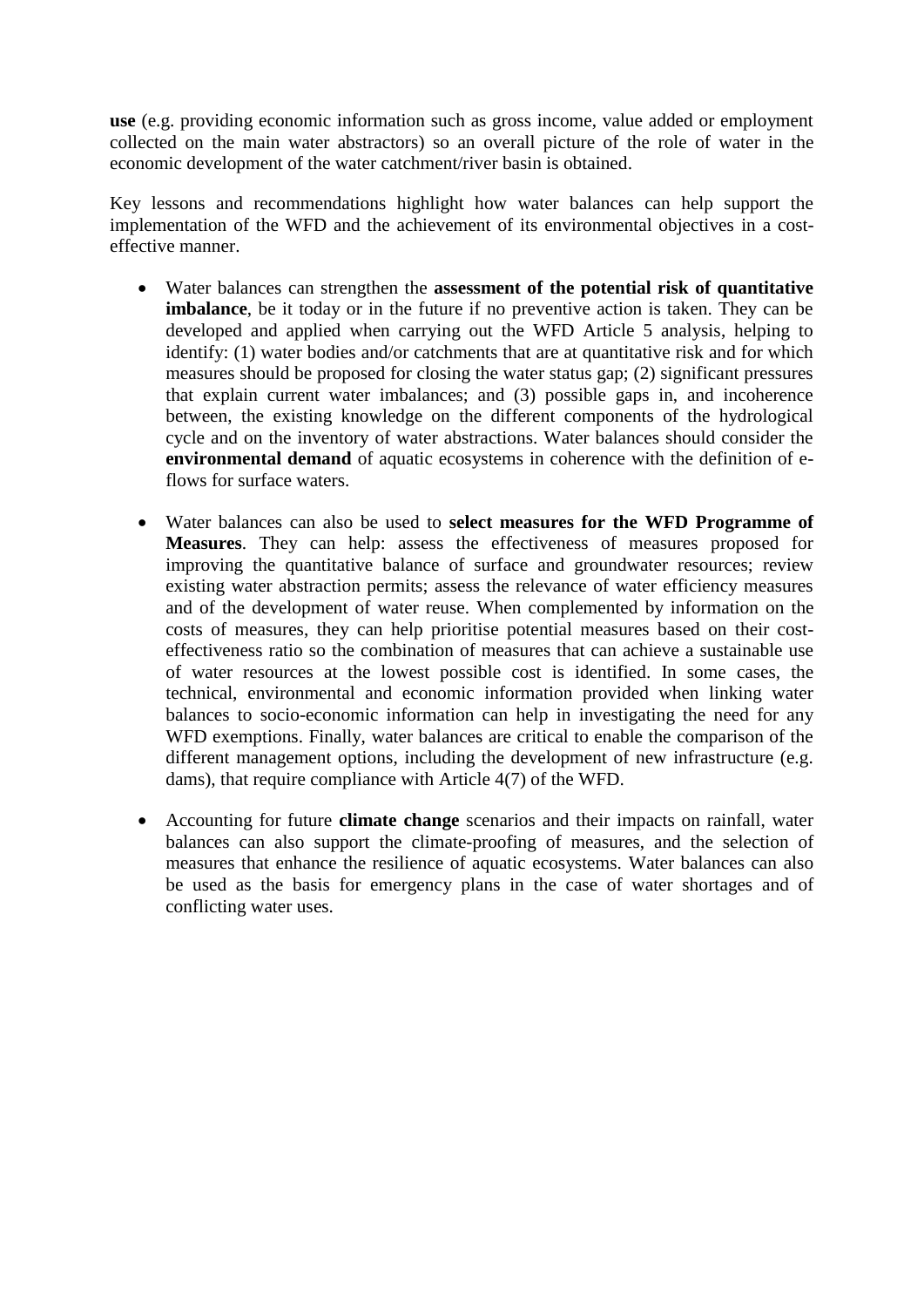**use** (e.g. providing economic information such as gross income, value added or employment collected on the main water abstractors) so an overall picture of the role of water in the economic development of the water catchment/river basin is obtained.

Key lessons and recommendations highlight how water balances can help support the implementation of the WFD and the achievement of its environmental objectives in a cost-effective manner.

- Water balances can strengthen the **assessment of the potential risk of quantitative imbalance**, be it today or in the future if no preventive action is taken. They can be developed and applied when carrying out the WFD Article 5 analysis, helping to identify: (1) water bodies and/or catchments that are at quantitative risk and for which measures should be proposed for closing the water status gap; (2) significant pressures that explain current water imbalances; and (3) possible gaps in, and incoherence between, the existing knowledge on the different components of the hydrological cycle and on the inventory of water abstractions. Water balances should consider the **environmental demand** of aquatic ecosystems in coherence with the definition of e-flows for surface waters.

- Water balances can also be used to **select measures for the WFD Programme of Measures**. They can help: assess the effectiveness of measures proposed for improving the quantitative balance of surface and groundwater resources; review existing water abstraction permits; assess the relevance of water efficiency measures and of the development of water reuse. When complemented by information on the costs of measures, they can help prioritise potential measures based on their cost-effectiveness ratio so the combination of measures that can achieve a sustainable use of water resources at the lowest possible cost is identified. In some cases, the technical, environmental and economic information provided when linking water balances to socio-economic information can help in investigating the need for any WFD exemptions. Finally, water balances are critical to enable the comparison of the different management options, including the development of new infrastructure (e.g. dams), that require compliance with Article 4(7) of the WFD.

- Accounting for future **climate change** scenarios and their impacts on rainfall, water balances can also support the climate-proofing of measures, and the selection of measures that enhance the resilience of aquatic ecosystems. Water balances can also be used as the basis for emergency plans in the case of water shortages and of conflicting water uses.